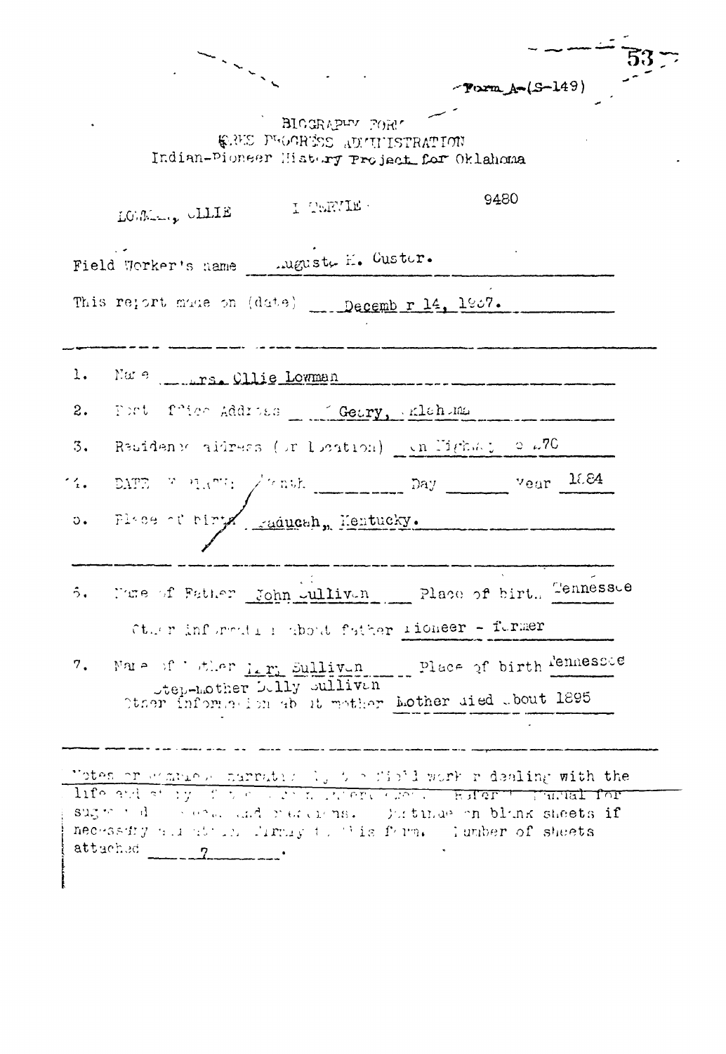Form A-(S-149)

BIOGRAPHY FORM
WORKS PROGRESS ADMINISTRATION
Indian-Pioneer History Project for Oklahoma

LOWMAN, OLLIE INTERVIEW 9480

Field Worker's name Augusta H. Custer.

This report made on (date) December 14, 1937.

1. Name Mrs. Ollie Lowman

2. Post Office Address Geary, Oklahoma

3. Residence address (or location) On Highway No. 270

4. DATE OF BIRTH: Month ________ Day ________ Year 1884

5. Place of birth Paducah, Kentucky.

6. Name of Father John Sullivan Place of birth Tennessee

Other information about father Pioneer - farmer

7. Name of Mother Mary Sullivan Place of birth Tennessee
Step-mother Dolly Sullivan
Other information about mother Mother died about 1895

Notes or complete narrative by the field worker dealing with the life and story of the person interviewed. Refer to Manual for suggested subjects and questions. Continue on blank sheets if necessary and attach firmly to this form. Number of sheets attached 7 .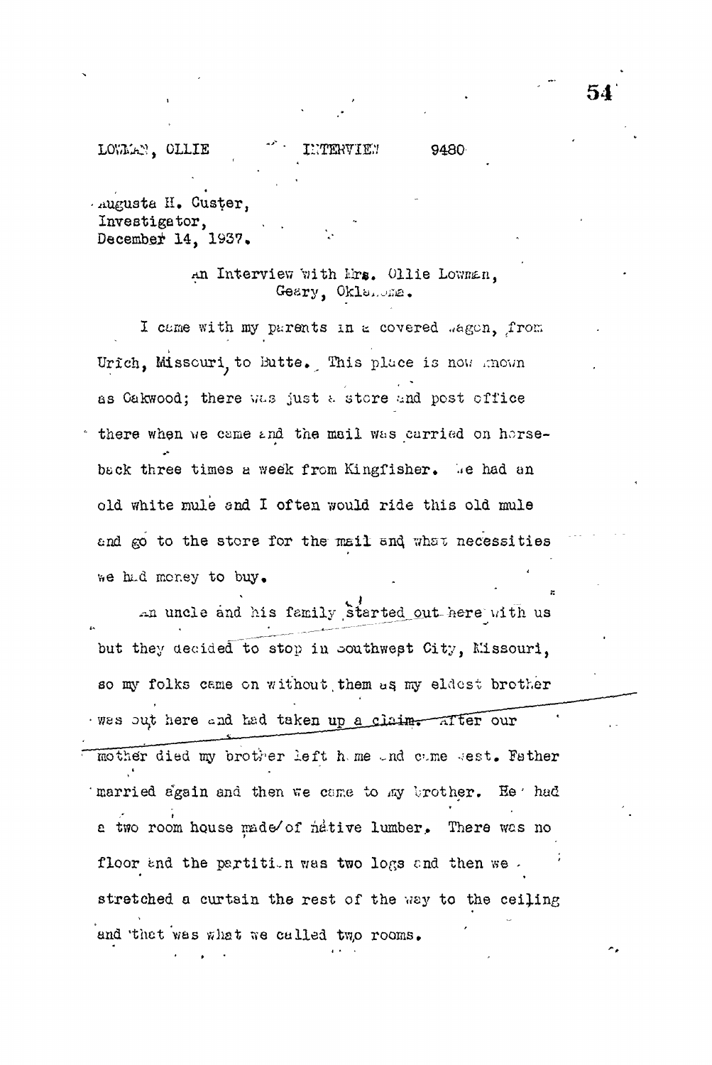LOWMAN, OLLIE INTERVIEW 9480

Augusta H. Custer,
Investigator,
December 14, 1937.

An Interview with Mrs. Ollie Lowman,
Geary, Oklahoma.

I came with my parents in a covered wagon, from Urich, Missouri, to Butte. This place is now known as Oakwood; there was just a store and post office there when we came and the mail was carried on horseback three times a week from Kingfisher. We had an old white mule and I often would ride this old mule and go to the store for the mail and what necessities we had money to buy.

An uncle and his family started out here with us but they decided to stop in Southwest City, Missouri, so my folks came on without them as my eldest brother was out here and had taken up a claim. After our mother died my brother left home and came west. Father married again and then we came to my brother. He had a two room house made of native lumber. There was no floor and the partition was two logs and then we stretched a curtain the rest of the way to the ceiling and that was what we called two rooms.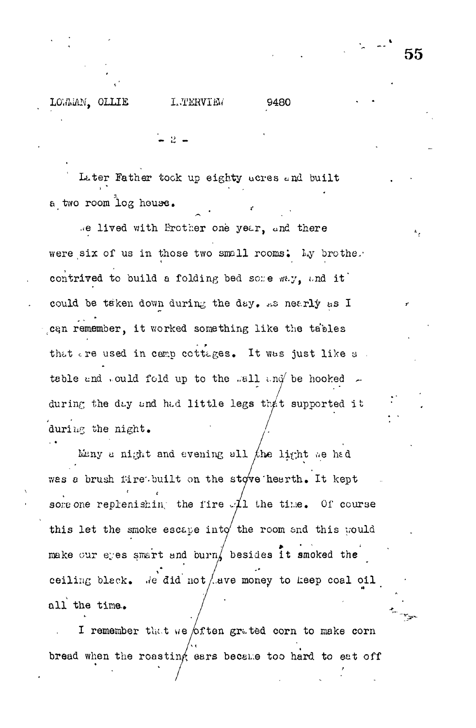Later Father took up eighty acres and built a two room log house.

We lived with Brother one year, and there were six of us in those two small rooms. My brother contrived to build a folding bed some way, and it could be taken down during the day. As nearly as I can remember, it worked something like the tables that are used in camp cottages. It was just like a table and would fold up to the wall and be hooked during the day and had little legs that supported it during the night.

Many a night and evening all the light we had was a brush fire built on the stove hearth. It kept some one replenishing the fire all the time. Of course this let the smoke escape into the room and this would make our eyes smart and burn, besides it smoked the ceiling black. We did not have money to keep coal oil all the time.

I remember that we often grated corn to make corn bread when the roasting ears became too hard to eat off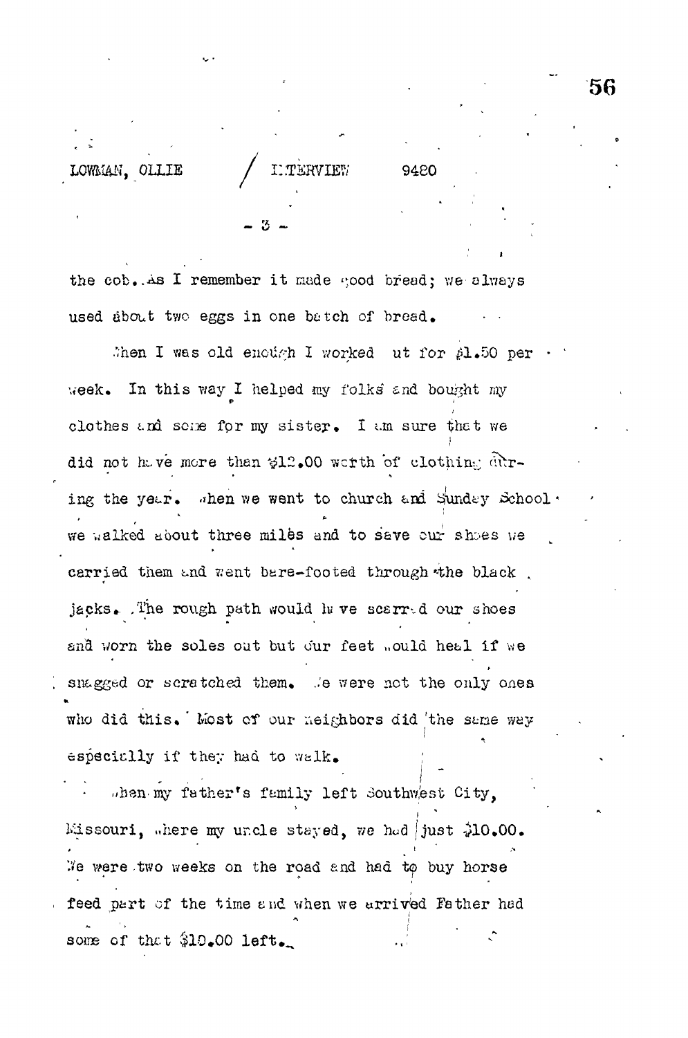the cob. As I remember it made good bread; we always used about two eggs in one batch of bread.

When I was old enough I worked out for $1.50 per week. In this way I helped my folks and bought my clothes and some for my sister. I am sure that we did not have more than $12.00 worth of clothing during the year. When we went to church and Sunday School we walked about three miles and to save our shoes we carried them and went bare-footed through the black jacks. The rough path would have scarred our shoes and worn the soles out but our feet would heal if we snagged or scratched them. We were not the only ones who did this. Most of our neighbors did the same way especially if they had to walk.

When my father's family left Southwest City, Missouri, where my uncle stayed, we had just $10.00. We were two weeks on the road and had to buy horse feed part of the time and when we arrived Father had some of that $10.00 left.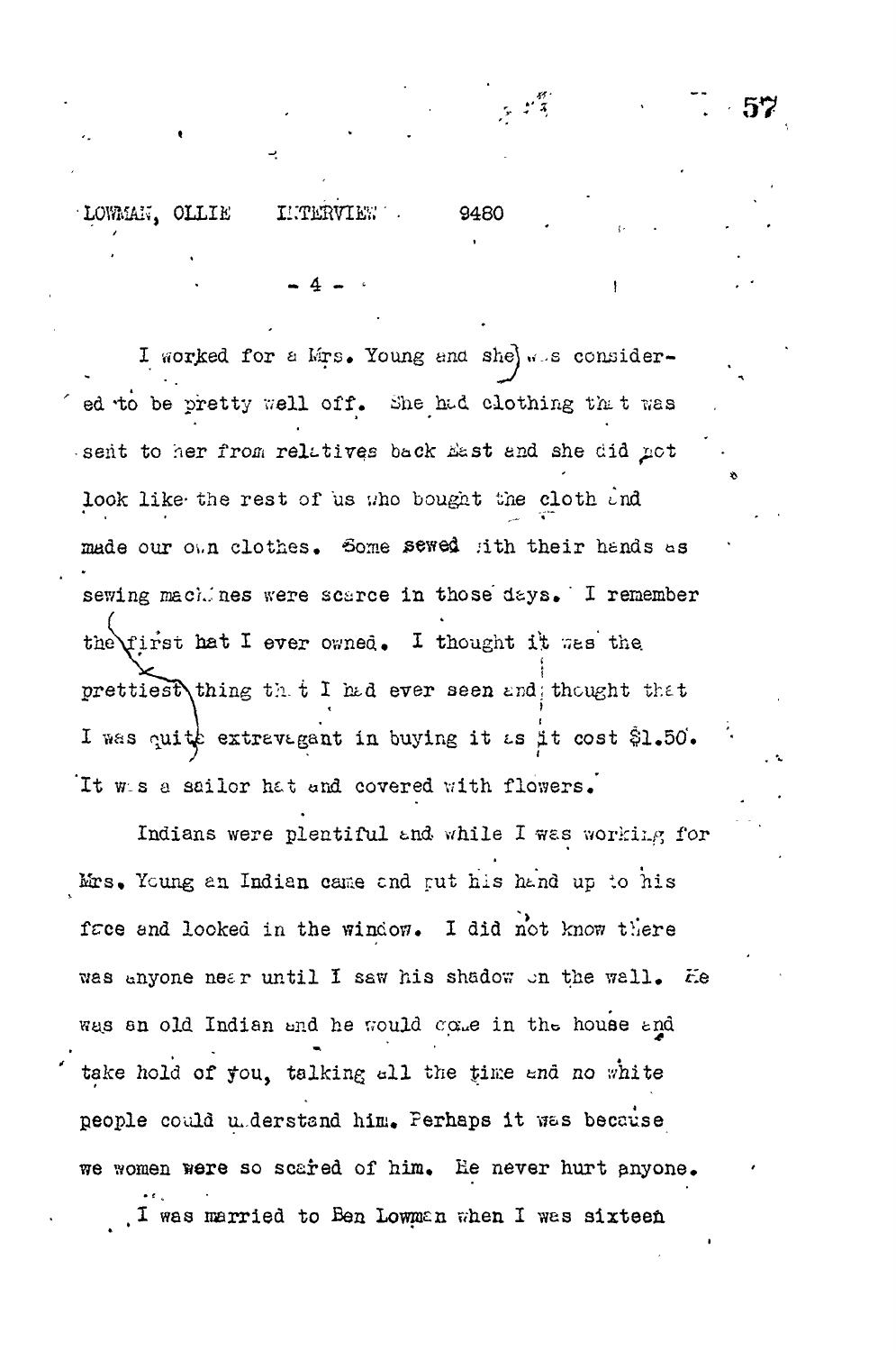LOWMAN, OLLIE INTERVIEW 9480

I worked for a Mrs. Young and she was considered to be pretty well off. She had clothing that was sent to her from relatives back East and she did not look like the rest of us who bought the cloth and made our own clothes. Some sewed with their hands as sewing machines were scarce in those days. I remember the first hat I ever owned. I thought it was the prettiest thing that I had ever seen and thought that I was quite extravagant in buying it as it cost $1.50. It was a sailor hat and covered with flowers.

Indians were plentiful and while I was working for Mrs. Young an Indian came and put his hand up to his face and looked in the window. I did not know there was anyone near until I saw his shadow on the wall. He was an old Indian and he would come in the house and take hold of you, talking all the time and no white people could understand him. Perhaps it was because we women were so scared of him. He never hurt anyone.

I was married to Ben Lowman when I was sixteen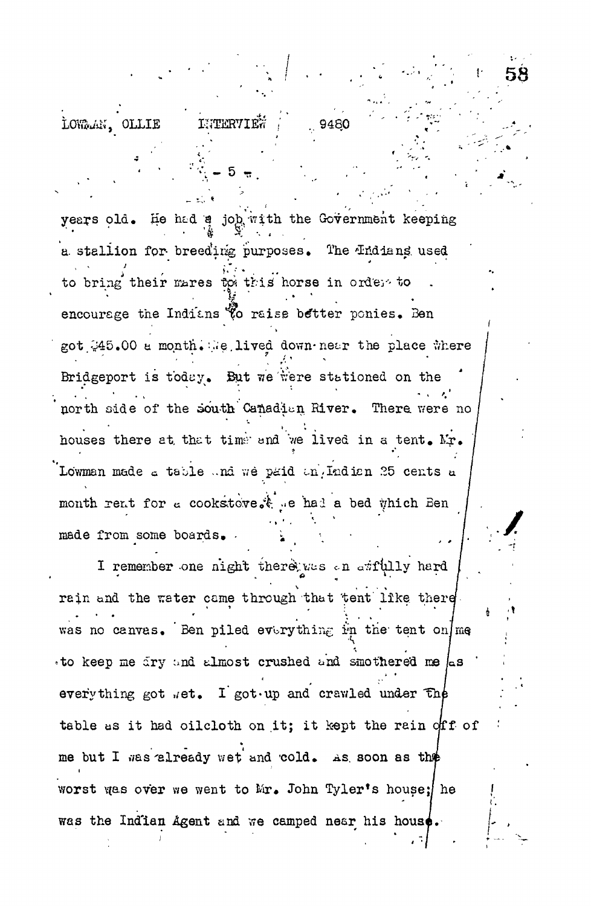years old. He had a job with the Government keeping a stallion for breeding purposes. The Indians used to bring their mares to this horse in order to encourage the Indians to raise better ponies. Ben got $45.00 a month. We lived down near the place where Bridgeport is today. But we were stationed on the north side of the South Canadian River. There were no houses there at that time and we lived in a tent. Mr. Lowman made a table and we paid an Indian 25 cents a month rent for a cookstove. We had a bed which Ben made from some boards.

I remember one night there was an awfully hard rain and the water came through that tent like there was no canvas. Ben piled everything in the tent on me to keep me dry and almost crushed and smothered me as everything got wet. I got up and crawled under the table as it had oilcloth on it; it kept the rain off of me but I was already wet and cold. As soon as the worst was over we went to Mr. John Tyler's house; he was the Indian Agent and we camped near his house.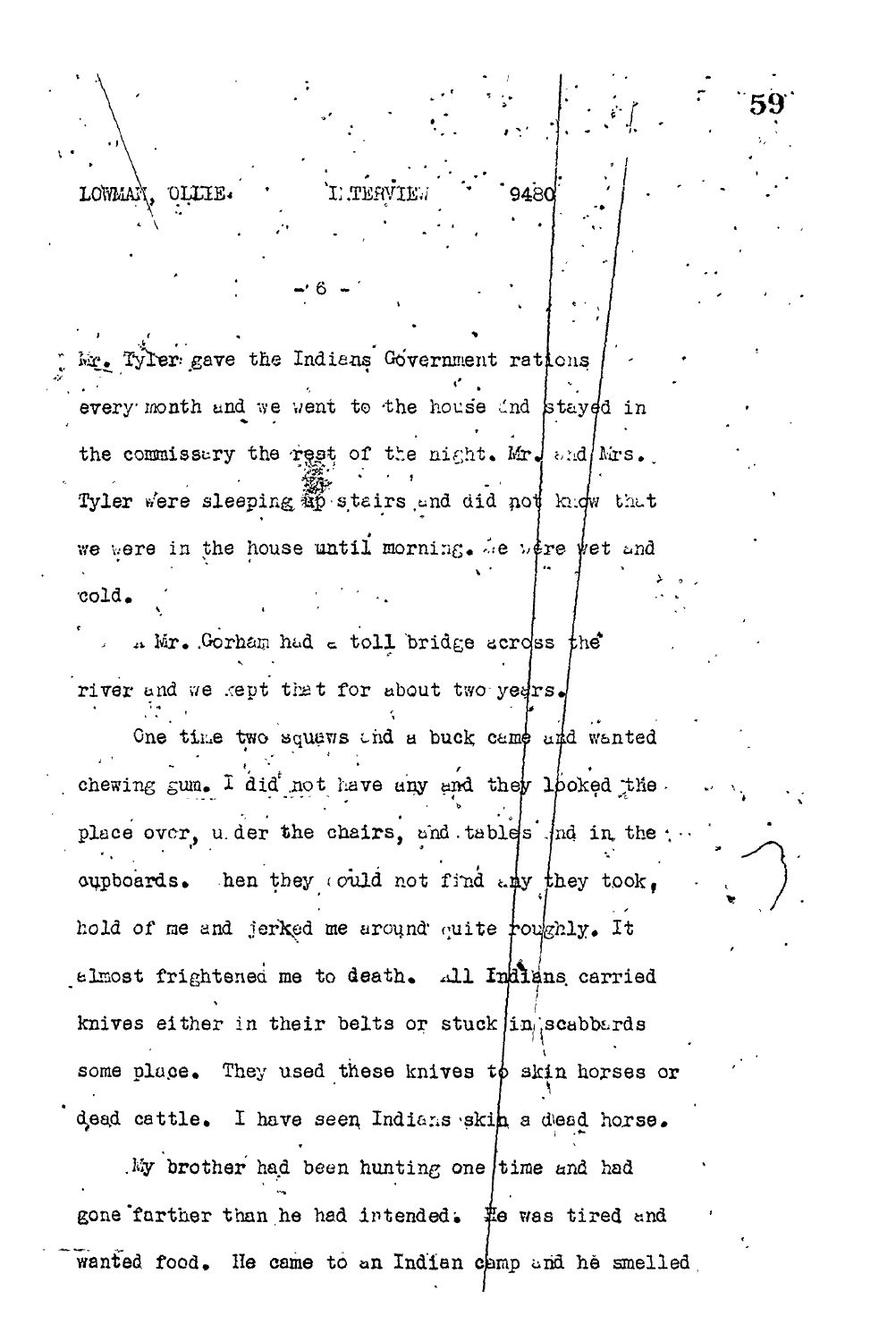LOWMAN, OLLIE.    INTERVIEW    9480

Mr. Tyler gave the Indians Government rations every month and we went to the house and stayed in the commissary the rest of the night. Mr. and Mrs. Tyler were sleeping up stairs and did not know that we were in the house until morning. We were wet and cold.

A Mr. Gorham had a toll bridge across the river and we kept that for about two years.

One time two squaws and a buck came and wanted chewing gum. I did not have any and they looked the place over, under the chairs, and tables and in the cupboards. When they could not find any they took hold of me and jerked me around quite roughly. It almost frightened me to death. All Indians carried knives either in their belts or stuck in scabbards some place. They used these knives to skin horses or dead cattle. I have seen Indians skin a dead horse.

My brother had been hunting one time and had gone farther than he had intended. He was tired and wanted food. He came to an Indian camp and he smelled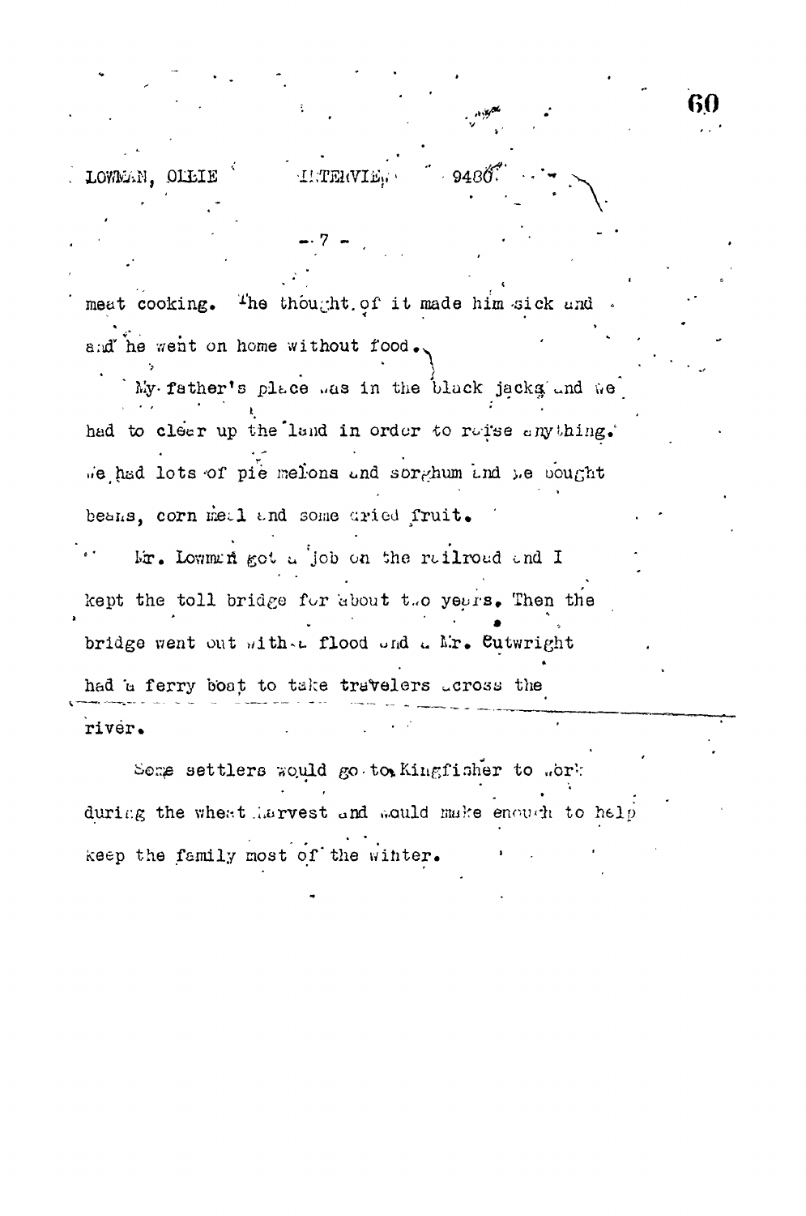LOWMAN, OLLIE          INTERVIEW.          9480.

\- 7 -

meat cooking. The thought of it made him sick and and he went on home without food.

My father's place was in the black jacks and we had to clear up the land in order to raise anything. We had lots of pie melons and sorghum and we bought beans, corn meal and some dried fruit.

Mr. Lowman got a job on the railroad and I kept the toll bridge for about two years. Then the bridge went out with a flood and a Mr. Cutwright had a ferry boat to take travelers across the river.

Some settlers would go to Kingfisher to work during the wheat harvest and would make enough to help keep the family most of the winter.